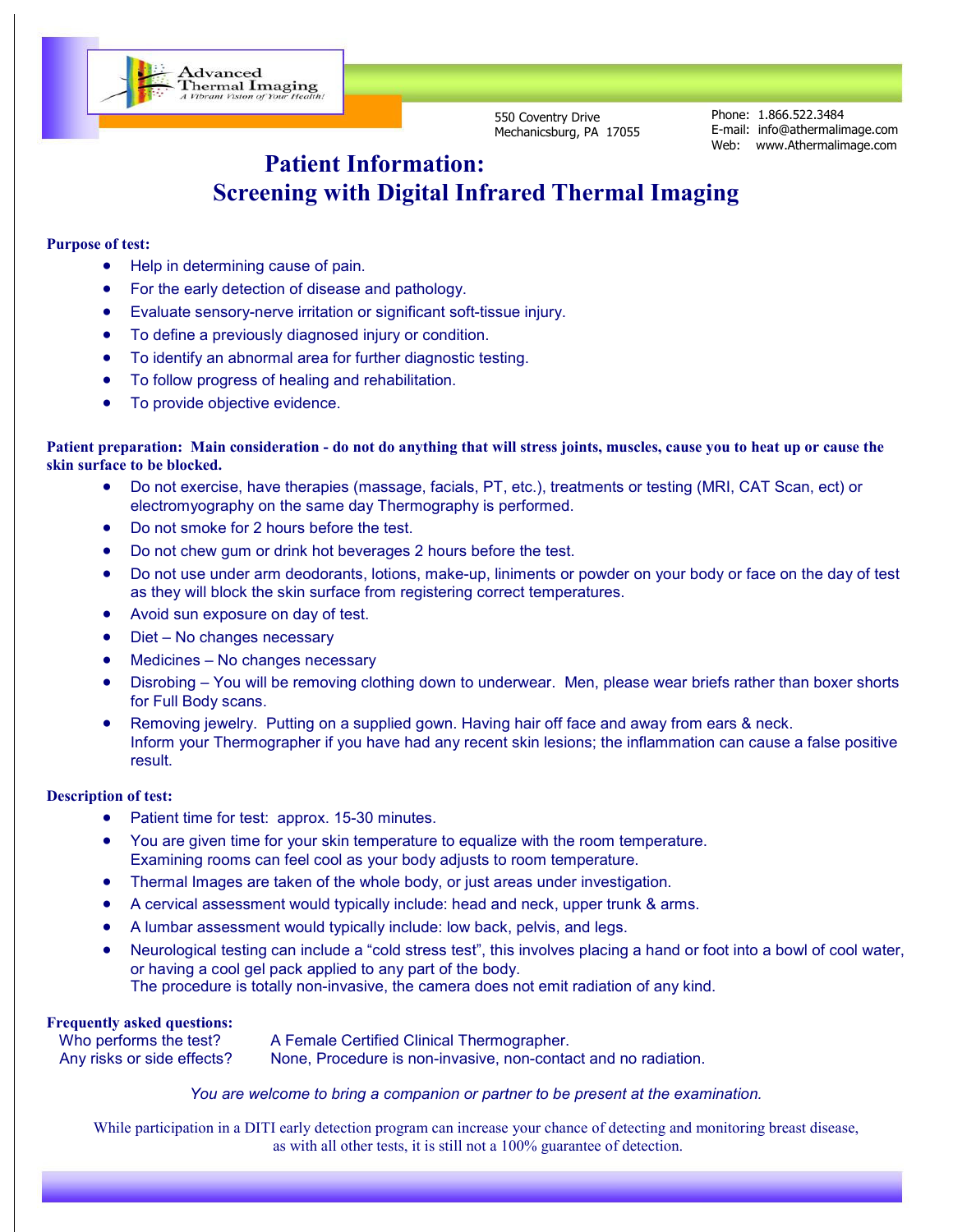Advanced Thermal Imaging
*A Vibrant Vision of Your Health!*

550 Coventry Drive
Mechanicsburg, PA 17055

Phone: 1.866.522.3484
E-mail: info@athermalimage.com
Web: www.Athermalimage.com

# Patient Information:
# Screening with Digital Infrared Thermal Imaging

**Purpose of test:**

- Help in determining cause of pain.
- For the early detection of disease and pathology.
- Evaluate sensory-nerve irritation or significant soft-tissue injury.
- To define a previously diagnosed injury or condition.
- To identify an abnormal area for further diagnostic testing.
- To follow progress of healing and rehabilitation.
- To provide objective evidence.

**Patient preparation: Main consideration - do not do anything that will stress joints, muscles, cause you to heat up or cause the skin surface to be blocked.**

- Do not exercise, have therapies (massage, facials, PT, etc.), treatments or testing (MRI, CAT Scan, ect) or electromyography on the same day Thermography is performed.
- Do not smoke for 2 hours before the test.
- Do not chew gum or drink hot beverages 2 hours before the test.
- Do not use under arm deodorants, lotions, make-up, liniments or powder on your body or face on the day of test as they will block the skin surface from registering correct temperatures.
- Avoid sun exposure on day of test.
- Diet – No changes necessary
- Medicines – No changes necessary
- Disrobing – You will be removing clothing down to underwear. Men, please wear briefs rather than boxer shorts for Full Body scans.
- Removing jewelry. Putting on a supplied gown. Having hair off face and away from ears & neck.
  Inform your Thermographer if you have had any recent skin lesions; the inflammation can cause a false positive result.

**Description of test:**

- Patient time for test: approx. 15-30 minutes.
- You are given time for your skin temperature to equalize with the room temperature.
  Examining rooms can feel cool as your body adjusts to room temperature.
- Thermal Images are taken of the whole body, or just areas under investigation.
- A cervical assessment would typically include: head and neck, upper trunk & arms.
- A lumbar assessment would typically include: low back, pelvis, and legs.
- Neurological testing can include a "cold stress test", this involves placing a hand or foot into a bowl of cool water, or having a cool gel pack applied to any part of the body.
  The procedure is totally non-invasive, the camera does not emit radiation of any kind.

**Frequently asked questions:**

| | |
|---|---|
| Who performs the test? | A Female Certified Clinical Thermographer. |
| Any risks or side effects? | None, Procedure is non-invasive, non-contact and no radiation. |

*You are welcome to bring a companion or partner to be present at the examination.*

While participation in a DITI early detection program can increase your chance of detecting and monitoring breast disease, as with all other tests, it is still not a 100% guarantee of detection.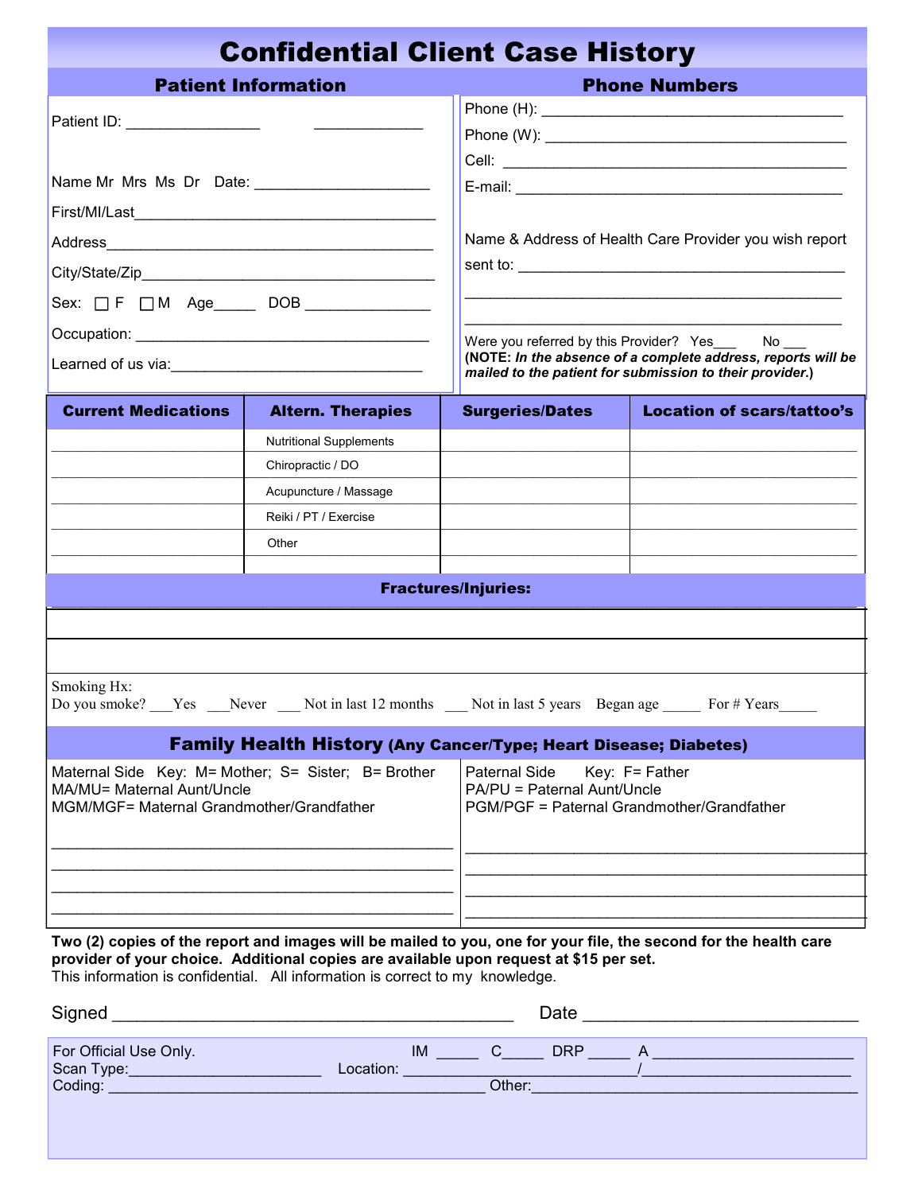# Confidential Client Case History

## Patient Information

Patient ID: ________________ _____________

Name Mr Mrs Ms Dr Date: ____________________

First/MI/Last___________________________________

Address_______________________________________

City/State/Zip__________________________________

Sex: ☐ F ☐ M Age_____ DOB _______________

Occupation: ___________________________________

Learned of us via:______________________________

## Phone Numbers

Phone (H): ____________________________________

Phone (W): ____________________________________

Cell: __________________________________________

E-mail: ________________________________________

Name & Address of Health Care Provider you wish report sent to: ________________________________________

______________________________________________

______________________________________________

Were you referred by this Provider? Yes___ No ___

**(NOTE:** ***In the absence of a complete address, reports will be mailed to the patient for submission to their provider.*****)**

| Current Medications | Altern. Therapies | Surgeries/Dates | Location of scars/tattoo's |
|---|---|---|---|
| | Nutritional Supplements | | |
| | Chiropractic / DO | | |
| | Acupuncture / Massage | | |
| | Reiki / PT / Exercise | | |
| | Other | | |
| | | | |

## Fractures/Injuries:

______________________________________________

______________________________________________

Smoking Hx:
Do you smoke? ___Yes ___Never ___ Not in last 12 months ___ Not in last 5 years Began age _____ For # Years_____

## Family Health History (Any Cancer/Type; Heart Disease; Diabetes)

Maternal Side Key: M= Mother; S= Sister; B= Brother
MA/MU= Maternal Aunt/Uncle
MGM/MGF= Maternal Grandmother/Grandfather

______________________________________________

______________________________________________

______________________________________________

______________________________________________

Paternal Side Key: F= Father
PA/PU = Paternal Aunt/Uncle
PGM/PGF = Paternal Grandmother/Grandfather

______________________________________________

______________________________________________

______________________________________________

______________________________________________

**Two (2) copies of the report and images will be mailed to you, one for your file, the second for the health care provider of your choice. Additional copies are available upon request at $15 per set.**
This information is confidential. All information is correct to my knowledge.

Signed __________________________________________ Date ____________________________

For Official Use Only. IM _____ C_____ DRP _____ A _______________________
Scan Type:______________________ Location: __________________________/_________________________
Coding: ____________________________________________ Other:______________________________________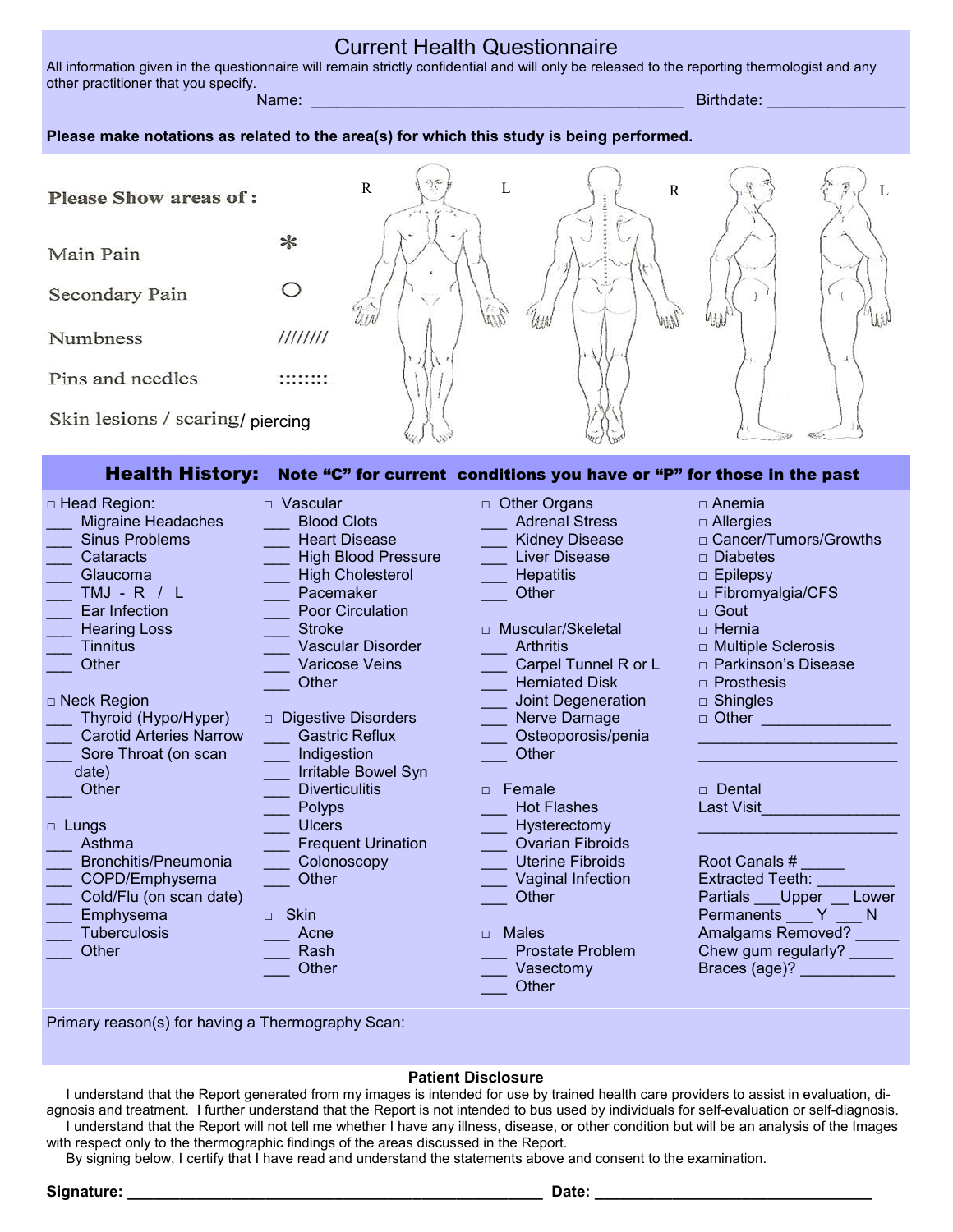# Current Health Questionnaire

All information given in the questionnaire will remain strictly confidential and will only be released to the reporting thermologist and any other practitioner that you specify.

Name: ___________________________________________ Birthdate: ________________

**Please make notations as related to the area(s) for which this study is being performed.**

**Please Show areas of :**

| | |
|---|---|
| Main Pain | * |
| Secondary Pain | ○ |
| Numbness | //////// |
| Pins and needles | :::::::: |
| Skin lesions / scaring/ piercing | |

R L R L

## Health History: Note "C" for current conditions you have or "P" for those in the past

□ Head Region:
- ___ Migraine Headaches
- ___ Sinus Problems
- ___ Cataracts
- ___ Glaucoma
- ___ TMJ - R / L
- ___ Ear Infection
- ___ Hearing Loss
- ___ Tinnitus
- ___ Other

□ Neck Region
- ___ Thyroid (Hypo/Hyper)
- ___ Carotid Arteries Narrow
- ___ Sore Throat (on scan date)
- ___ Other

□ Lungs
- ___ Asthma
- ___ Bronchitis/Pneumonia
- ___ COPD/Emphysema
- ___ Cold/Flu (on scan date)
- ___ Emphysema
- ___ Tuberculosis
- ___ Other

□ Vascular
- ___ Blood Clots
- ___ Heart Disease
- ___ High Blood Pressure
- ___ High Cholesterol
- ___ Pacemaker
- ___ Poor Circulation
- ___ Stroke
- ___ Vascular Disorder
- ___ Varicose Veins
- ___ Other

□ Digestive Disorders
- ___ Gastric Reflux
- ___ Indigestion
- ___ Irritable Bowel Syn
- ___ Diverticulitis
- ___ Polyps
- ___ Ulcers
- ___ Frequent Urination
- ___ Colonoscopy
- ___ Other

□ Skin
- ___ Acne
- ___ Rash
- ___ Other

□ Other Organs
- ___ Adrenal Stress
- ___ Kidney Disease
- ___ Liver Disease
- ___ Hepatitis
- ___ Other

□ Muscular/Skeletal
- ___ Arthritis
- ___ Carpel Tunnel R or L
- ___ Herniated Disk
- ___ Joint Degeneration
- ___ Nerve Damage
- ___ Osteoporosis/penia
- ___ Other

□ Female
- ___ Hot Flashes
- ___ Hysterectomy
- ___ Ovarian Fibroids
- ___ Uterine Fibroids
- ___ Vaginal Infection
- ___ Other

□ Males
- ___ Prostate Problem
- ___ Vasectomy
- ___ Other

- □ Anemia
- □ Allergies
- □ Cancer/Tumors/Growths
- □ Diabetes
- □ Epilepsy
- □ Fibromyalgia/CFS
- □ Gout
- □ Hernia
- □ Multiple Sclerosis
- □ Parkinson's Disease
- □ Prosthesis
- □ Shingles
- □ Other _______________

_______________________

_______________________

□ Dental

Last Visit________________

_______________________

Root Canals # _____
Extracted Teeth: _________
Partials ___Upper __ Lower
Permanents ___ Y ___ N
Amalgams Removed? _____
Chew gum regularly? _____
Braces (age)? ___________

Primary reason(s) for having a Thermography Scan:

**Patient Disclosure**

I understand that the Report generated from my images is intended for use by trained health care providers to assist in evaluation, diagnosis and treatment. I further understand that the Report is not intended to bus used by individuals for self-evaluation or self-diagnosis.

I understand that the Report will not tell me whether I have any illness, disease, or other condition but will be an analysis of the Images with respect only to the thermographic findings of the areas discussed in the Report.

By signing below, I certify that I have read and understand the statements above and consent to the examination.

**Signature:** ________________________________________________ **Date:** ________________________________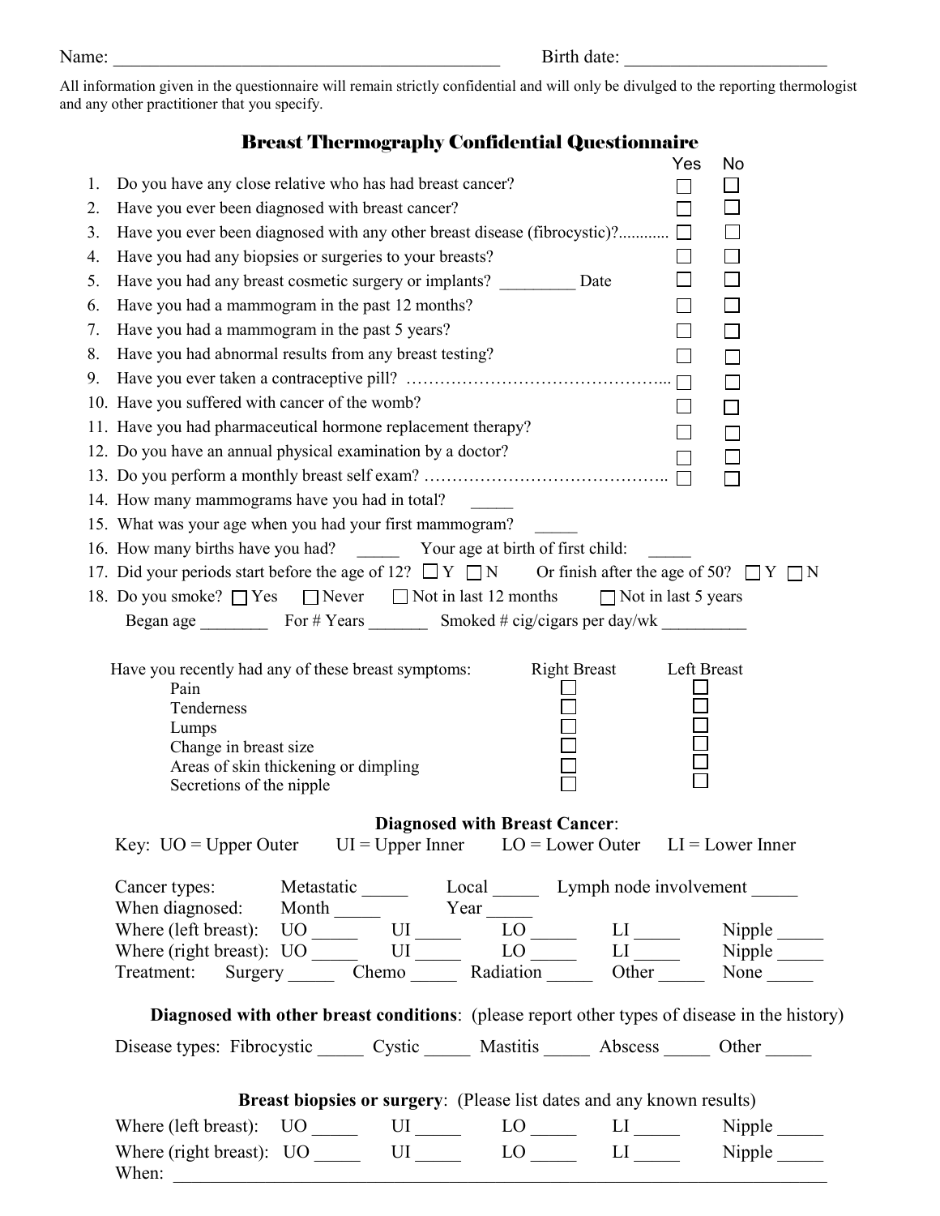Name: ________________________________________ Birth date: ______________________

All information given in the questionnaire will remain strictly confidential and will only be divulged to the reporting thermologist and any other practitioner that you specify.

## Breast Thermography Confidential Questionnaire

| | Question | Yes | No |
|---|---|---|---|
| 1. | Do you have any close relative who has had breast cancer? | ☐ | ☐ |
| 2. | Have you ever been diagnosed with breast cancer? | ☐ | ☐ |
| 3. | Have you ever been diagnosed with any other breast disease (fibrocystic)?............ | ☐ | ☐ |
| 4. | Have you had any biopsies or surgeries to your breasts? | ☐ | ☐ |
| 5. | Have you had any breast cosmetic surgery or implants? _________ Date | ☐ | ☐ |
| 6. | Have you had a mammogram in the past 12 months? | ☐ | ☐ |
| 7. | Have you had a mammogram in the past 5 years? | ☐ | ☐ |
| 8. | Have you had abnormal results from any breast testing? | ☐ | ☐ |
| 9. | Have you ever taken a contraceptive pill? ……………………………………... | ☐ | ☐ |
| 10. | Have you suffered with cancer of the womb? | ☐ | ☐ |
| 11. | Have you had pharmaceutical hormone replacement therapy? | ☐ | ☐ |
| 12. | Do you have an annual physical examination by a doctor? | ☐ | ☐ |
| 13. | Do you perform a monthly breast self exam? …………………………………….. | ☐ | ☐ |

14. How many mammograms have you had in total? _____
15. What was your age when you had your first mammogram? _____
16. How many births have you had? _____ Your age at birth of first child: _____
17. Did your periods start before the age of 12? ☐ Y ☐ N Or finish after the age of 50? ☐ Y ☐ N
18. Do you smoke? ☐ Yes ☐ Never ☐ Not in last 12 months ☐ Not in last 5 years

    Began age ________ For # Years _______ Smoked # cig/cigars per day/wk __________

| Have you recently had any of these breast symptoms: | Right Breast | Left Breast |
|---|---|---|
| Pain | ☐ | ☐ |
| Tenderness | ☐ | ☐ |
| Lumps | ☐ | ☐ |
| Change in breast size | ☐ | ☐ |
| Areas of skin thickening or dimpling | ☐ | ☐ |
| Secretions of the nipple | ☐ | ☐ |

**Diagnosed with Breast Cancer**:

Key: UO = Upper Outer UI = Upper Inner LO = Lower Outer LI = Lower Inner

Cancer types: Metastatic _____ Local _____ Lymph node involvement _____

When diagnosed: Month _____ Year _____

Where (left breast): UO _____ UI _____ LO _____ LI _____ Nipple _____

Where (right breast): UO _____ UI _____ LO _____ LI _____ Nipple _____

Treatment: Surgery _____ Chemo _____ Radiation _____ Other _____ None _____

**Diagnosed with other breast conditions**: (please report other types of disease in the history)

Disease types: Fibrocystic _____ Cystic _____ Mastitis _____ Abscess _____ Other _____

**Breast biopsies or surgery**: (Please list dates and any known results)

Where (left breast): UO _____ UI _____ LO _____ LI _____ Nipple _____

Where (right breast): UO _____ UI _____ LO _____ LI _____ Nipple _____

When: ____________________________________________________________________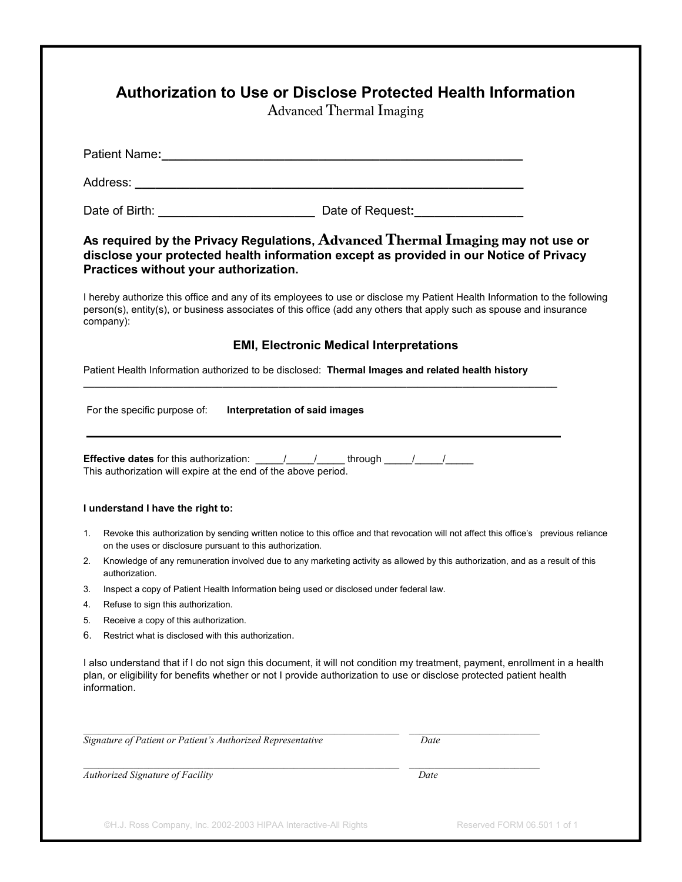# Authorization to Use or Disclose Protected Health Information

Advanced Thermal Imaging

Patient Name:_____________________________________________

Address: _________________________________________________

Date of Birth: ______________________ Date of Request:_______________

**As required by the Privacy Regulations, Advanced Thermal Imaging may not use or disclose your protected health information except as provided in our Notice of Privacy Practices without your authorization.**

I hereby authorize this office and any of its employees to use or disclose my Patient Health Information to the following person(s), entity(s), or business associates of this office (add any others that apply such as spouse and insurance company):

**EMI, Electronic Medical Interpretations**

Patient Health Information authorized to be disclosed: **Thermal Images and related health history**

_______________________________________________________________________

For the specific purpose of: **Interpretation of said images**

_______________________________________________________________________

**Effective dates** for this authorization: _____/_____/_____ through _____/_____/_____
This authorization will expire at the end of the above period.

**I understand I have the right to:**

1. Revoke this authorization by sending written notice to this office and that revocation will not affect this office's previous reliance on the uses or disclosure pursuant to this authorization.
2. Knowledge of any remuneration involved due to any marketing activity as allowed by this authorization, and as a result of this authorization.
3. Inspect a copy of Patient Health Information being used or disclosed under federal law.
4. Refuse to sign this authorization.
5. Receive a copy of this authorization.
6. Restrict what is disclosed with this authorization.

I also understand that if I do not sign this document, it will not condition my treatment, payment, enrollment in a health plan, or eligibility for benefits whether or not I provide authorization to use or disclose protected patient health information.

_______________________________________________ ____________________
*Signature of Patient or Patient's Authorized Representative* *Date*

_______________________________________________ ____________________
*Authorized Signature of Facility* *Date*

©H.J. Ross Company, Inc. 2002-2003 HIPAA Interactive-All Rights Reserved FORM 06.501